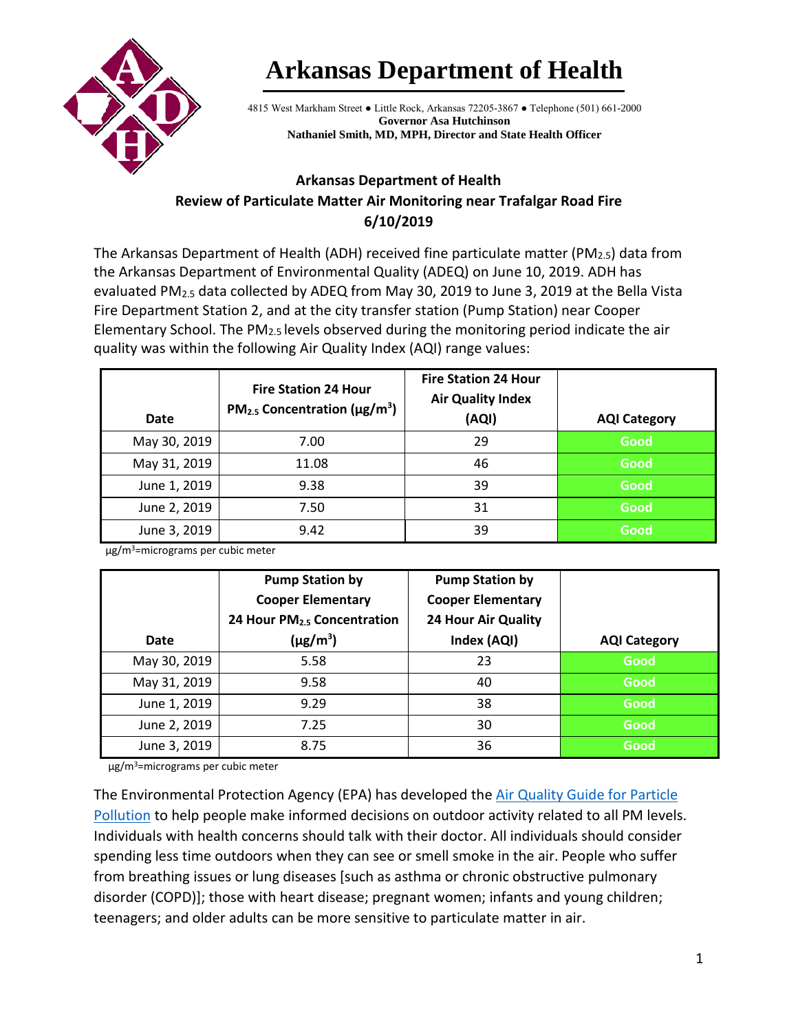# Arkansas Department of Health

4815 West Markham Street ● Little Rock, Arkansas 72205-3867 ● Telephone (501) 661-2000
**Governor Asa Hutchinson**
**Nathaniel Smith, MD, MPH, Director and State Health Officer**

## Arkansas Department of Health
## Review of Particulate Matter Air Monitoring near Trafalgar Road Fire
## 6/10/2019

The Arkansas Department of Health (ADH) received fine particulate matter ($PM_{2.5}$) data from the Arkansas Department of Environmental Quality (ADEQ) on June 10, 2019. ADH has evaluated $PM_{2.5}$ data collected by ADEQ from May 30, 2019 to June 3, 2019 at the Bella Vista Fire Department Station 2, and at the city transfer station (Pump Station) near Cooper Elementary School. The $PM_{2.5}$ levels observed during the monitoring period indicate the air quality was within the following Air Quality Index (AQI) range values:

| Date | Fire Station 24 Hour $PM_{2.5}$ Concentration (µg/m$^3$) | Fire Station 24 Hour Air Quality Index (AQI) | AQI Category |
|---|---|---|---|
| May 30, 2019 | 7.00 | 29 | Good |
| May 31, 2019 | 11.08 | 46 | Good |
| June 1, 2019 | 9.38 | 39 | Good |
| June 2, 2019 | 7.50 | 31 | Good |
| June 3, 2019 | 9.42 | 39 | Good |

µg/m$^3$=micrograms per cubic meter

| Date | Pump Station by Cooper Elementary 24 Hour $PM_{2.5}$ Concentration (µg/m$^3$) | Pump Station by Cooper Elementary 24 Hour Air Quality Index (AQI) | AQI Category |
|---|---|---|---|
| May 30, 2019 | 5.58 | 23 | Good |
| May 31, 2019 | 9.58 | 40 | Good |
| June 1, 2019 | 9.29 | 38 | Good |
| June 2, 2019 | 7.25 | 30 | Good |
| June 3, 2019 | 8.75 | 36 | Good |

µg/m$^3$=micrograms per cubic meter

The Environmental Protection Agency (EPA) has developed the Air Quality Guide for Particle Pollution to help people make informed decisions on outdoor activity related to all PM levels. Individuals with health concerns should talk with their doctor. All individuals should consider spending less time outdoors when they can see or smell smoke in the air. People who suffer from breathing issues or lung diseases [such as asthma or chronic obstructive pulmonary disorder (COPD)]; those with heart disease; pregnant women; infants and young children; teenagers; and older adults can be more sensitive to particulate matter in air.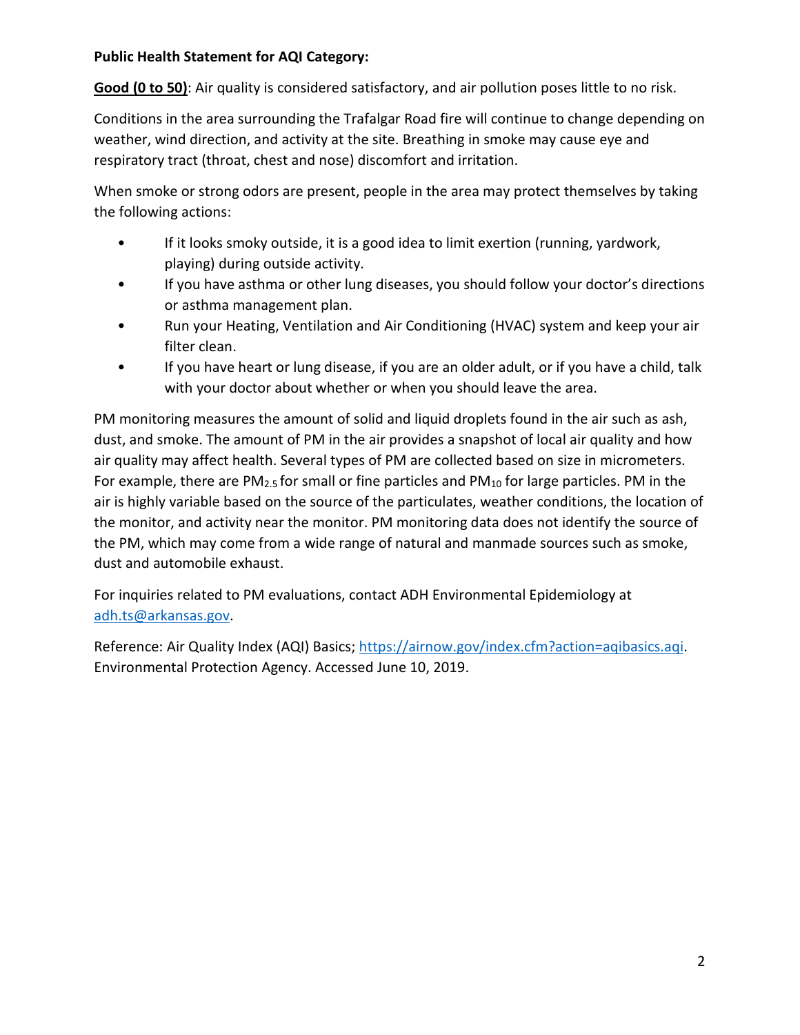**Public Health Statement for AQI Category:**

**Good (0 to 50)**: Air quality is considered satisfactory, and air pollution poses little to no risk.

Conditions in the area surrounding the Trafalgar Road fire will continue to change depending on weather, wind direction, and activity at the site. Breathing in smoke may cause eye and respiratory tract (throat, chest and nose) discomfort and irritation.

When smoke or strong odors are present, people in the area may protect themselves by taking the following actions:

- If it looks smoky outside, it is a good idea to limit exertion (running, yardwork, playing) during outside activity.
- If you have asthma or other lung diseases, you should follow your doctor's directions or asthma management plan.
- Run your Heating, Ventilation and Air Conditioning (HVAC) system and keep your air filter clean.
- If you have heart or lung disease, if you are an older adult, or if you have a child, talk with your doctor about whether or when you should leave the area.

PM monitoring measures the amount of solid and liquid droplets found in the air such as ash, dust, and smoke. The amount of PM in the air provides a snapshot of local air quality and how air quality may affect health. Several types of PM are collected based on size in micrometers. For example, there are $PM_{2.5}$ for small or fine particles and $PM_{10}$ for large particles. PM in the air is highly variable based on the source of the particulates, weather conditions, the location of the monitor, and activity near the monitor. PM monitoring data does not identify the source of the PM, which may come from a wide range of natural and manmade sources such as smoke, dust and automobile exhaust.

For inquiries related to PM evaluations, contact ADH Environmental Epidemiology at adh.ts@arkansas.gov.

Reference: Air Quality Index (AQI) Basics; https://airnow.gov/index.cfm?action=aqibasics.aqi. Environmental Protection Agency. Accessed June 10, 2019.